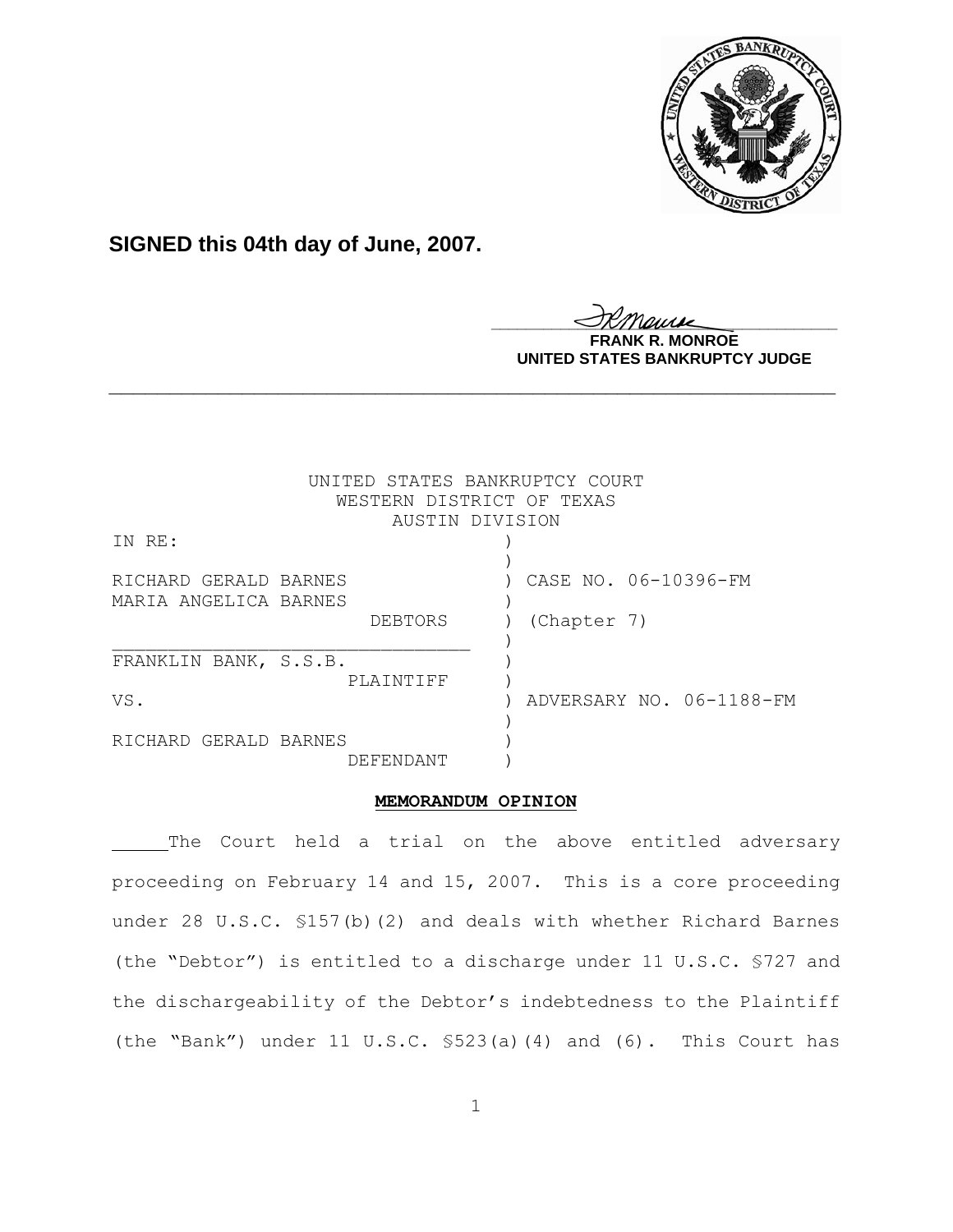**SIGNED this 04th day of June, 2007.**

**FRANK R. MONROE**
**UNITED STATES BANKRUPTCY JUDGE**

---

UNITED STATES BANKRUPTCY COURT
WESTERN DISTRICT OF TEXAS
AUSTIN DIVISION

| | | |
|---|---|---|
| IN RE: | ) | |
| | ) | |
| RICHARD GERALD BARNES | ) | CASE NO. 06-10396-FM |
| MARIA ANGELICA BARNES | ) | |
| DEBTORS | ) | (Chapter 7) |
| | ) | |
| FRANKLIN BANK, S.S.B. | ) | |
| PLAINTIFF | ) | |
| VS. | ) | ADVERSARY NO. 06-1188-FM |
| | ) | |
| RICHARD GERALD BARNES | ) | |
| DEFENDANT | ) | |

**MEMORANDUM OPINION**

The Court held a trial on the above entitled adversary proceeding on February 14 and 15, 2007. This is a core proceeding under 28 U.S.C. §157(b)(2) and deals with whether Richard Barnes (the "Debtor") is entitled to a discharge under 11 U.S.C. §727 and the dischargeability of the Debtor's indebtedness to the Plaintiff (the "Bank") under 11 U.S.C. §523(a)(4) and (6). This Court has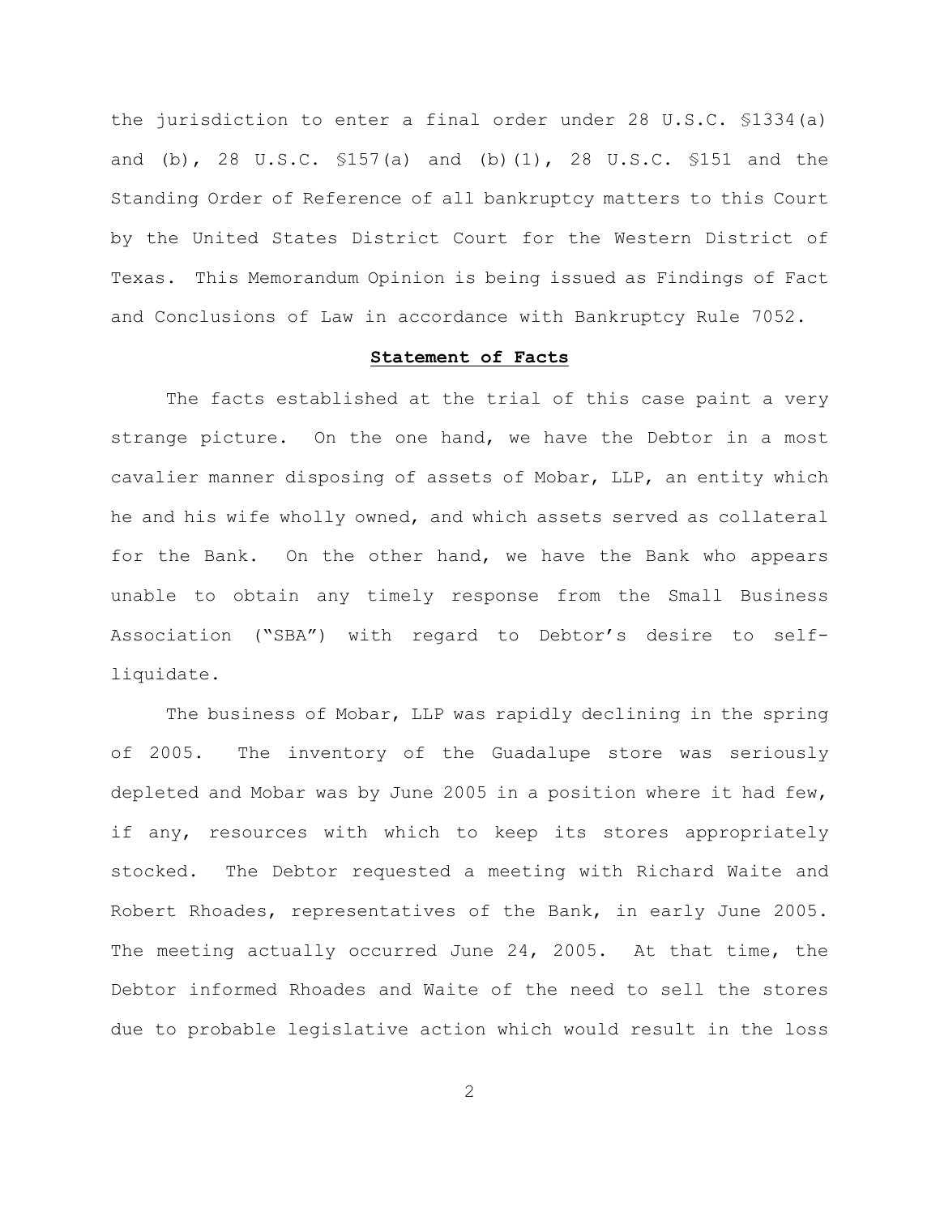the jurisdiction to enter a final order under 28 U.S.C. §1334(a) and (b), 28 U.S.C. §157(a) and (b)(1), 28 U.S.C. §151 and the Standing Order of Reference of all bankruptcy matters to this Court by the United States District Court for the Western District of Texas. This Memorandum Opinion is being issued as Findings of Fact and Conclusions of Law in accordance with Bankruptcy Rule 7052.

## **Statement of Facts**

The facts established at the trial of this case paint a very strange picture. On the one hand, we have the Debtor in a most cavalier manner disposing of assets of Mobar, LLP, an entity which he and his wife wholly owned, and which assets served as collateral for the Bank. On the other hand, we have the Bank who appears unable to obtain any timely response from the Small Business Association ("SBA") with regard to Debtor's desire to self-liquidate.

The business of Mobar, LLP was rapidly declining in the spring of 2005. The inventory of the Guadalupe store was seriously depleted and Mobar was by June 2005 in a position where it had few, if any, resources with which to keep its stores appropriately stocked. The Debtor requested a meeting with Richard Waite and Robert Rhoades, representatives of the Bank, in early June 2005. The meeting actually occurred June 24, 2005. At that time, the Debtor informed Rhoades and Waite of the need to sell the stores due to probable legislative action which would result in the loss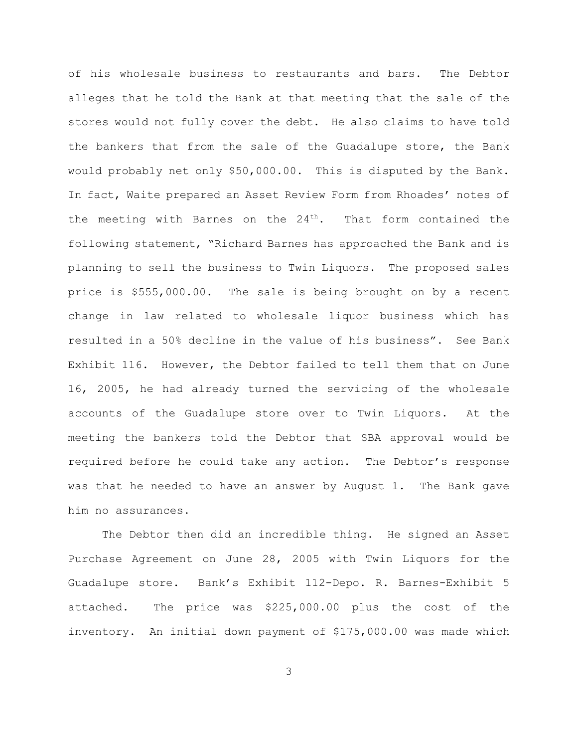of his wholesale business to restaurants and bars. The Debtor alleges that he told the Bank at that meeting that the sale of the stores would not fully cover the debt. He also claims to have told the bankers that from the sale of the Guadalupe store, the Bank would probably net only $50,000.00. This is disputed by the Bank. In fact, Waite prepared an Asset Review Form from Rhoades' notes of the meeting with Barnes on the 24th. That form contained the following statement, "Richard Barnes has approached the Bank and is planning to sell the business to Twin Liquors. The proposed sales price is $555,000.00. The sale is being brought on by a recent change in law related to wholesale liquor business which has resulted in a 50% decline in the value of his business". See Bank Exhibit 116. However, the Debtor failed to tell them that on June 16, 2005, he had already turned the servicing of the wholesale accounts of the Guadalupe store over to Twin Liquors. At the meeting the bankers told the Debtor that SBA approval would be required before he could take any action. The Debtor's response was that he needed to have an answer by August 1. The Bank gave him no assurances.

The Debtor then did an incredible thing. He signed an Asset Purchase Agreement on June 28, 2005 with Twin Liquors for the Guadalupe store. Bank's Exhibit 112-Depo. R. Barnes-Exhibit 5 attached. The price was $225,000.00 plus the cost of the inventory. An initial down payment of $175,000.00 was made which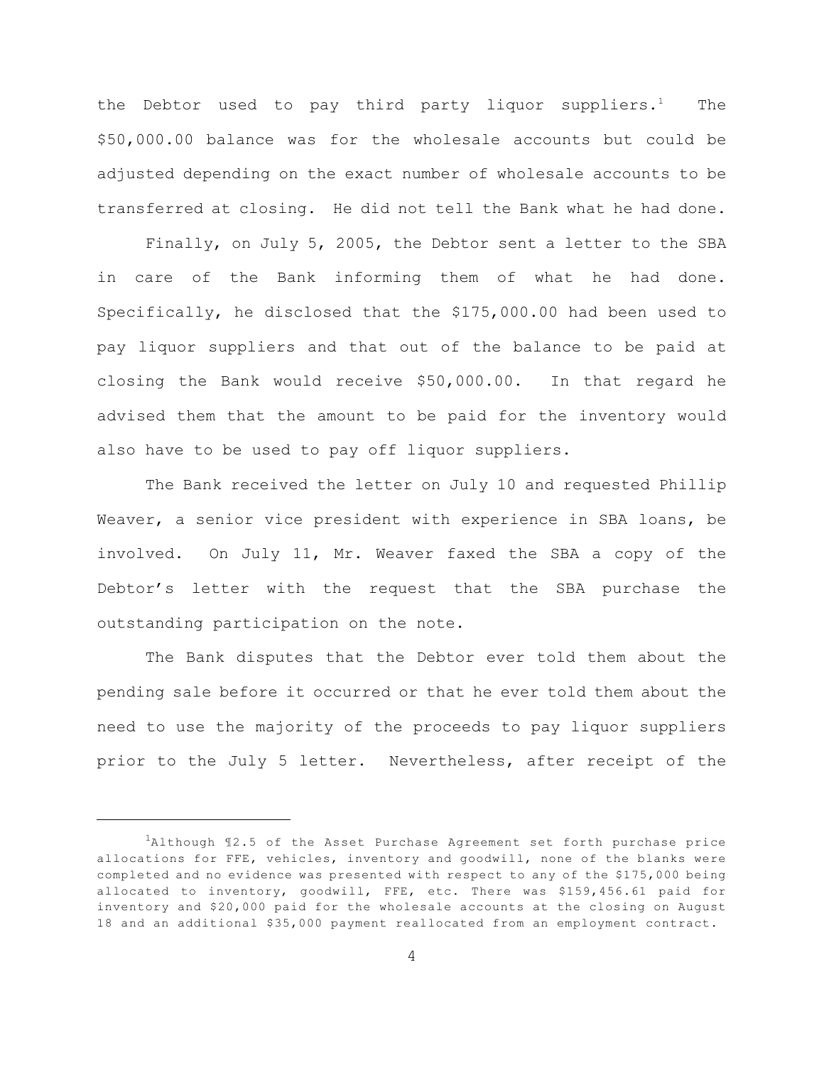the Debtor used to pay third party liquor suppliers.[1] The $50,000.00 balance was for the wholesale accounts but could be adjusted depending on the exact number of wholesale accounts to be transferred at closing. He did not tell the Bank what he had done.

Finally, on July 5, 2005, the Debtor sent a letter to the SBA in care of the Bank informing them of what he had done. Specifically, he disclosed that the $175,000.00 had been used to pay liquor suppliers and that out of the balance to be paid at closing the Bank would receive $50,000.00. In that regard he advised them that the amount to be paid for the inventory would also have to be used to pay off liquor suppliers.

The Bank received the letter on July 10 and requested Phillip Weaver, a senior vice president with experience in SBA loans, be involved. On July 11, Mr. Weaver faxed the SBA a copy of the Debtor's letter with the request that the SBA purchase the outstanding participation on the note.

The Bank disputes that the Debtor ever told them about the pending sale before it occurred or that he ever told them about the need to use the majority of the proceeds to pay liquor suppliers prior to the July 5 letter. Nevertheless, after receipt of the

---

[1]Although ¶2.5 of the Asset Purchase Agreement set forth purchase price allocations for FFE, vehicles, inventory and goodwill, none of the blanks were completed and no evidence was presented with respect to any of the $175,000 being allocated to inventory, goodwill, FFE, etc. There was $159,456.61 paid for inventory and $20,000 paid for the wholesale accounts at the closing on August 18 and an additional $35,000 payment reallocated from an employment contract.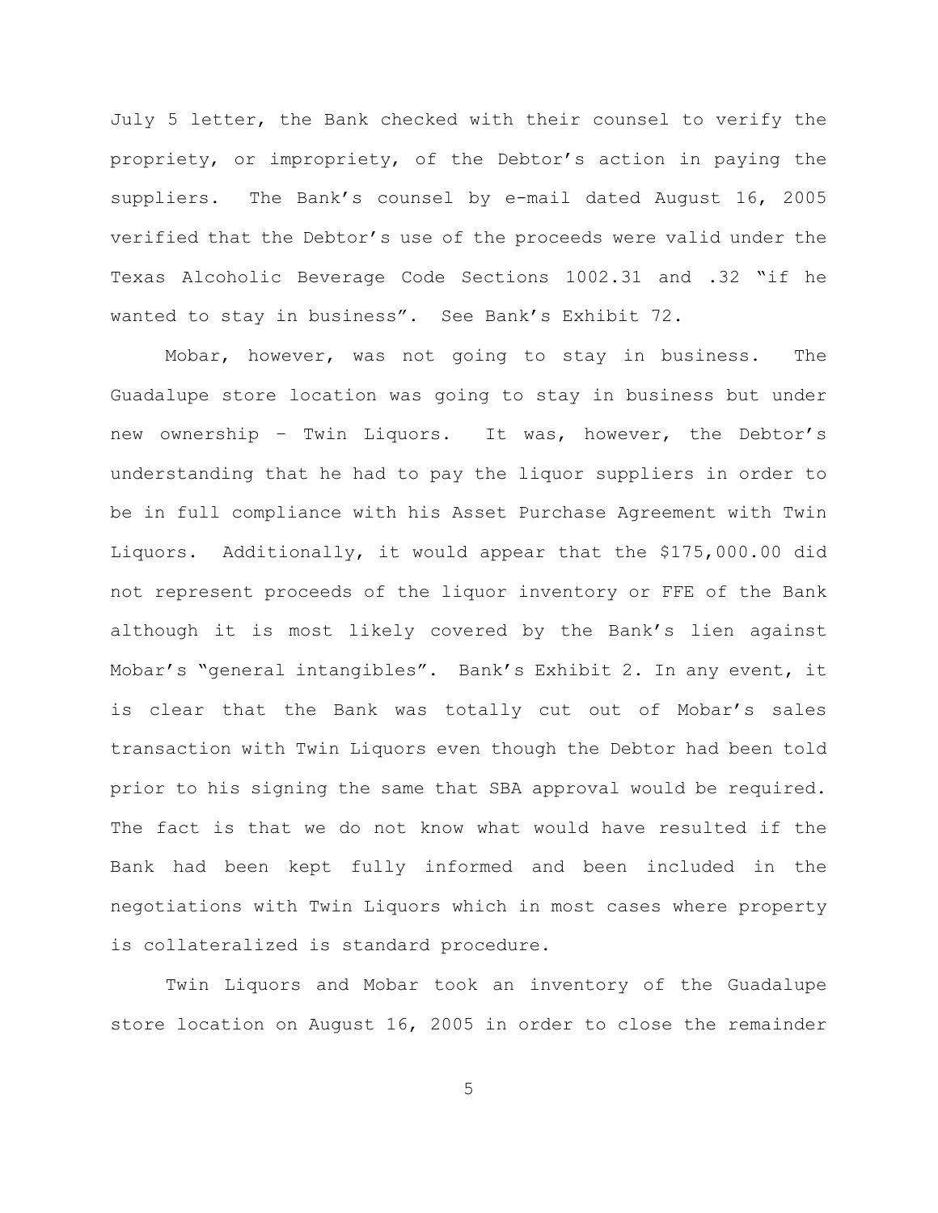July 5 letter, the Bank checked with their counsel to verify the propriety, or impropriety, of the Debtor's action in paying the suppliers. The Bank's counsel by e-mail dated August 16, 2005 verified that the Debtor's use of the proceeds were valid under the Texas Alcoholic Beverage Code Sections 1002.31 and .32 "if he wanted to stay in business". See Bank's Exhibit 72.

Mobar, however, was not going to stay in business. The Guadalupe store location was going to stay in business but under new ownership – Twin Liquors. It was, however, the Debtor's understanding that he had to pay the liquor suppliers in order to be in full compliance with his Asset Purchase Agreement with Twin Liquors. Additionally, it would appear that the $175,000.00 did not represent proceeds of the liquor inventory or FFE of the Bank although it is most likely covered by the Bank's lien against Mobar's "general intangibles". Bank's Exhibit 2. In any event, it is clear that the Bank was totally cut out of Mobar's sales transaction with Twin Liquors even though the Debtor had been told prior to his signing the same that SBA approval would be required. The fact is that we do not know what would have resulted if the Bank had been kept fully informed and been included in the negotiations with Twin Liquors which in most cases where property is collateralized is standard procedure.

Twin Liquors and Mobar took an inventory of the Guadalupe store location on August 16, 2005 in order to close the remainder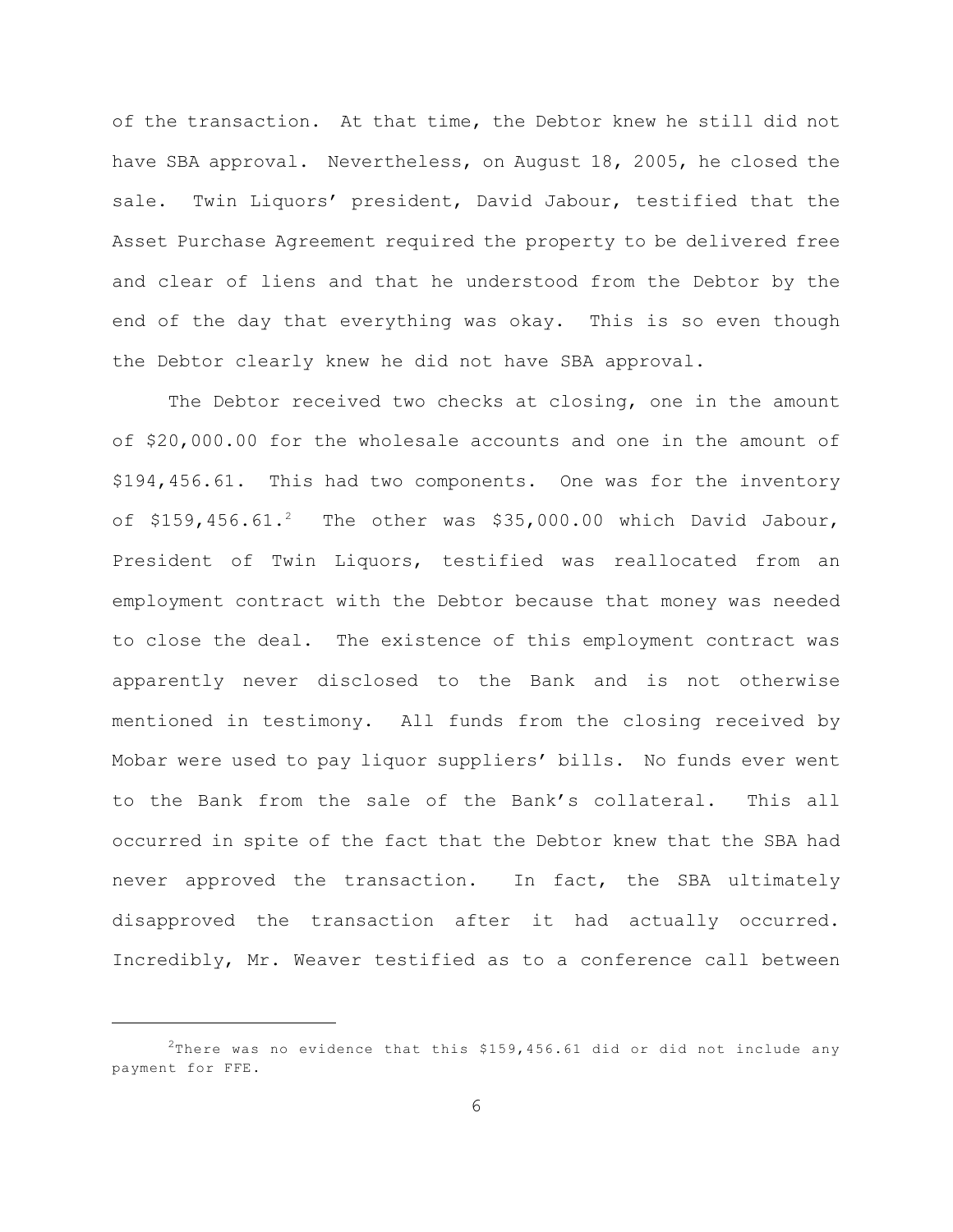of the transaction. At that time, the Debtor knew he still did not have SBA approval. Nevertheless, on August 18, 2005, he closed the sale. Twin Liquors' president, David Jabour, testified that the Asset Purchase Agreement required the property to be delivered free and clear of liens and that he understood from the Debtor by the end of the day that everything was okay. This is so even though the Debtor clearly knew he did not have SBA approval.

The Debtor received two checks at closing, one in the amount of $20,000.00 for the wholesale accounts and one in the amount of $194,456.61. This had two components. One was for the inventory of $159,456.61.[2] The other was $35,000.00 which David Jabour, President of Twin Liquors, testified was reallocated from an employment contract with the Debtor because that money was needed to close the deal. The existence of this employment contract was apparently never disclosed to the Bank and is not otherwise mentioned in testimony. All funds from the closing received by Mobar were used to pay liquor suppliers' bills. No funds ever went to the Bank from the sale of the Bank's collateral. This all occurred in spite of the fact that the Debtor knew that the SBA had never approved the transaction. In fact, the SBA ultimately disapproved the transaction after it had actually occurred. Incredibly, Mr. Weaver testified as to a conference call between

[2] There was no evidence that this $159,456.61 did or did not include any payment for FFE.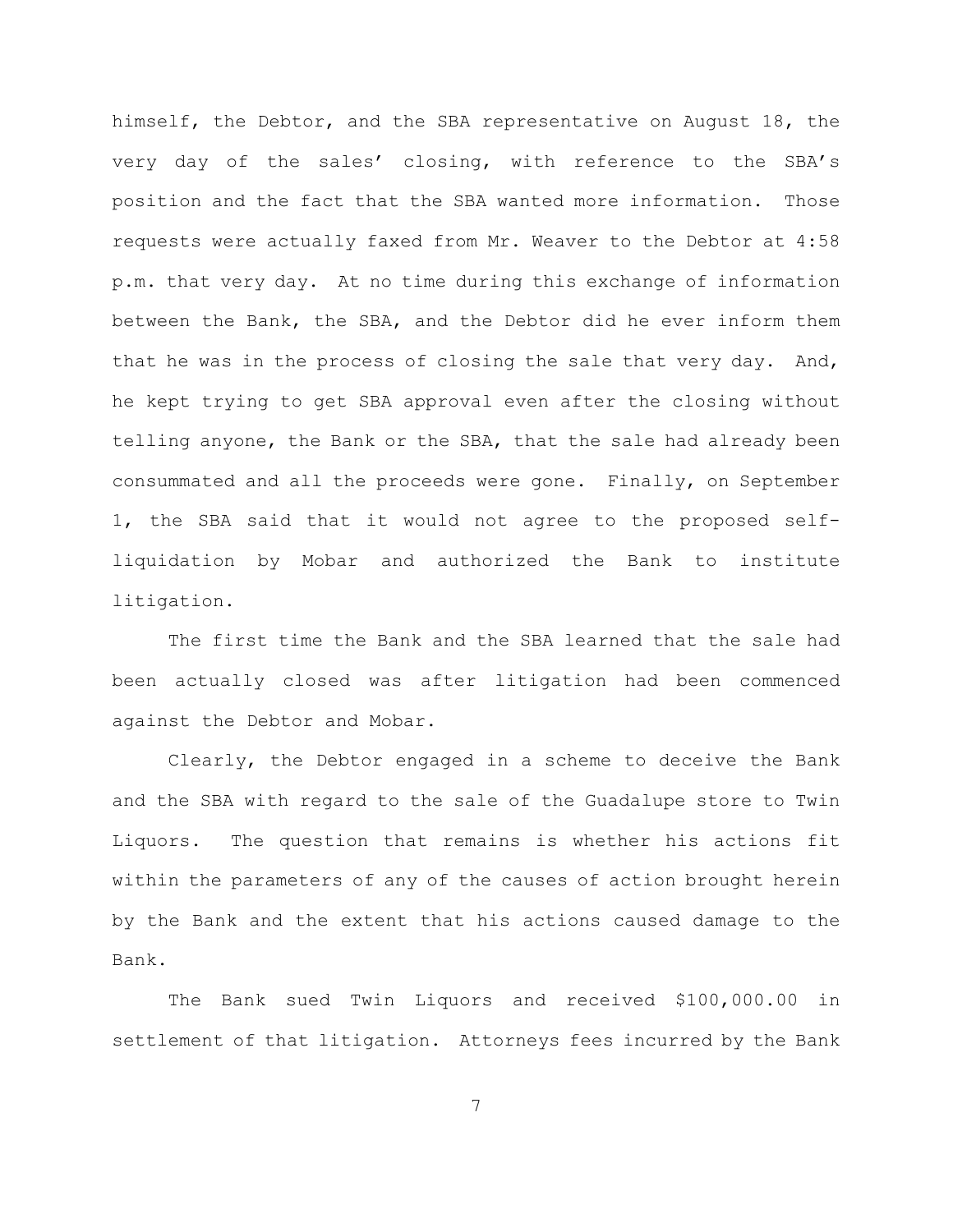himself, the Debtor, and the SBA representative on August 18, the very day of the sales' closing, with reference to the SBA's position and the fact that the SBA wanted more information. Those requests were actually faxed from Mr. Weaver to the Debtor at 4:58 p.m. that very day. At no time during this exchange of information between the Bank, the SBA, and the Debtor did he ever inform them that he was in the process of closing the sale that very day. And, he kept trying to get SBA approval even after the closing without telling anyone, the Bank or the SBA, that the sale had already been consummated and all the proceeds were gone. Finally, on September 1, the SBA said that it would not agree to the proposed self-liquidation by Mobar and authorized the Bank to institute litigation.

The first time the Bank and the SBA learned that the sale had been actually closed was after litigation had been commenced against the Debtor and Mobar.

Clearly, the Debtor engaged in a scheme to deceive the Bank and the SBA with regard to the sale of the Guadalupe store to Twin Liquors. The question that remains is whether his actions fit within the parameters of any of the causes of action brought herein by the Bank and the extent that his actions caused damage to the Bank.

The Bank sued Twin Liquors and received $100,000.00 in settlement of that litigation. Attorneys fees incurred by the Bank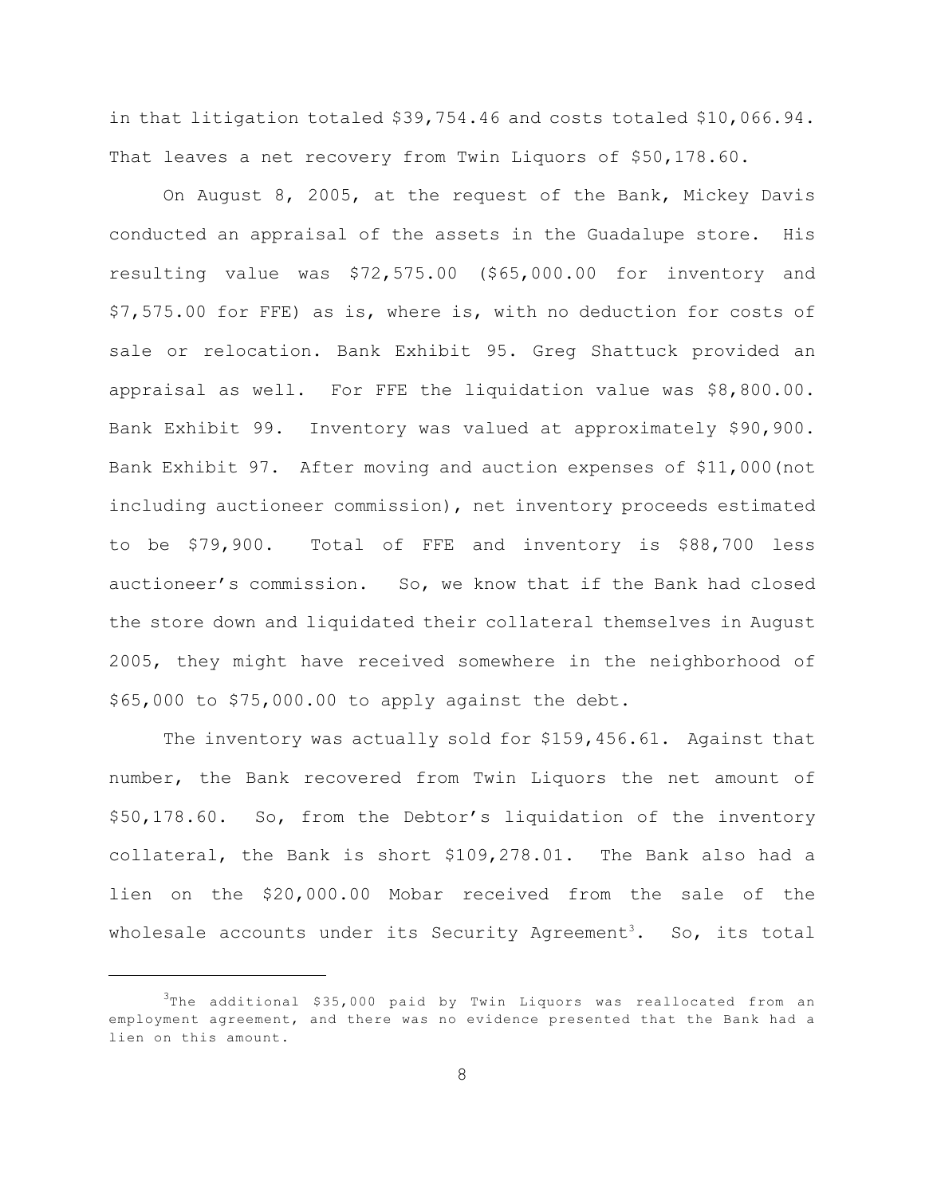in that litigation totaled $39,754.46 and costs totaled $10,066.94. That leaves a net recovery from Twin Liquors of $50,178.60.

On August 8, 2005, at the request of the Bank, Mickey Davis conducted an appraisal of the assets in the Guadalupe store. His resulting value was $72,575.00 ($65,000.00 for inventory and $7,575.00 for FFE) as is, where is, with no deduction for costs of sale or relocation. Bank Exhibit 95. Greg Shattuck provided an appraisal as well. For FFE the liquidation value was $8,800.00. Bank Exhibit 99. Inventory was valued at approximately $90,900. Bank Exhibit 97. After moving and auction expenses of $11,000(not including auctioneer commission), net inventory proceeds estimated to be $79,900. Total of FFE and inventory is $88,700 less auctioneer's commission. So, we know that if the Bank had closed the store down and liquidated their collateral themselves in August 2005, they might have received somewhere in the neighborhood of $65,000 to $75,000.00 to apply against the debt.

The inventory was actually sold for $159,456.61. Against that number, the Bank recovered from Twin Liquors the net amount of $50,178.60. So, from the Debtor's liquidation of the inventory collateral, the Bank is short $109,278.01. The Bank also had a lien on the $20,000.00 Mobar received from the sale of the wholesale accounts under its Security Agreement[3]. So, its total

---

[3] The additional $35,000 paid by Twin Liquors was reallocated from an employment agreement, and there was no evidence presented that the Bank had a lien on this amount.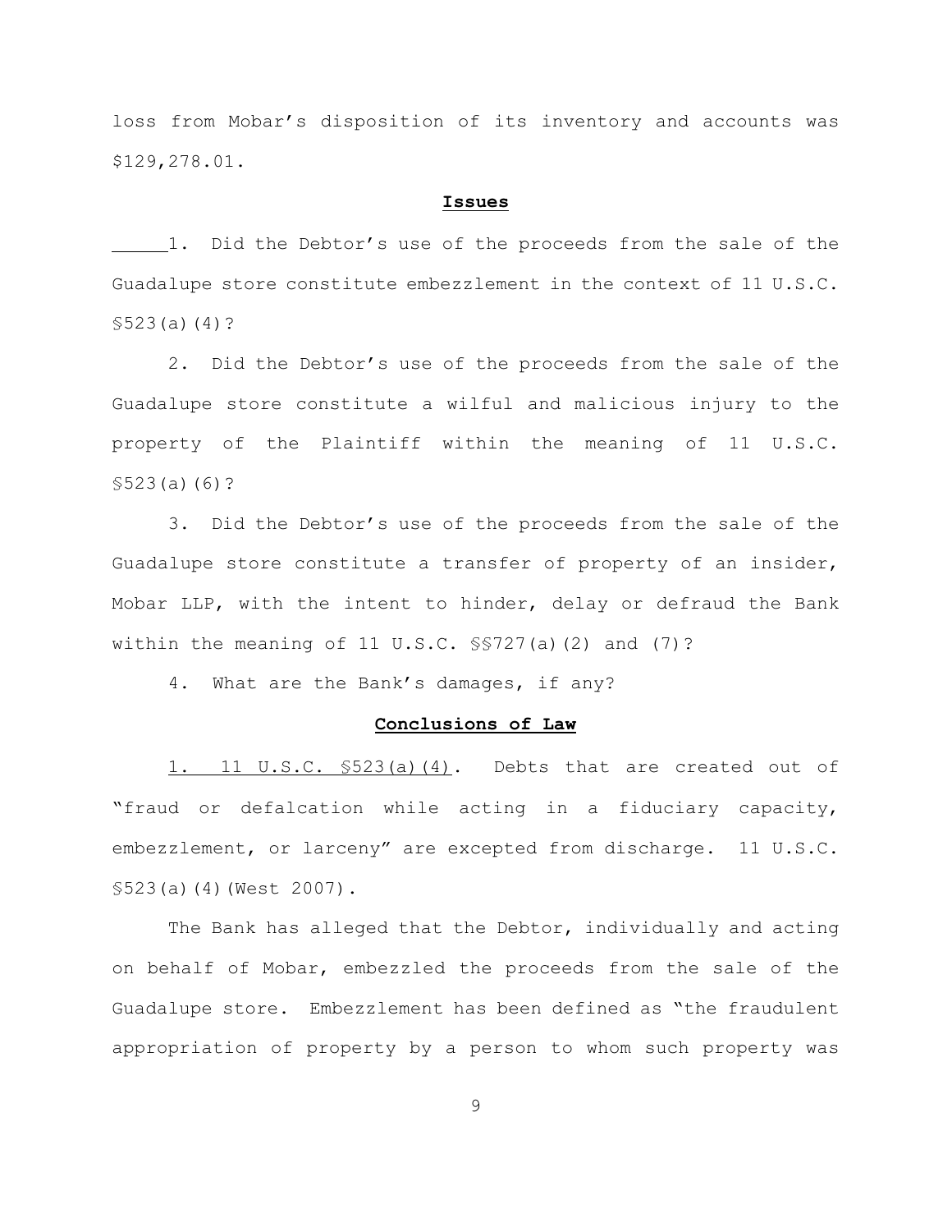loss from Mobar's disposition of its inventory and accounts was $129,278.01.

**Issues**

1. Did the Debtor's use of the proceeds from the sale of the Guadalupe store constitute embezzlement in the context of 11 U.S.C. §523(a)(4)?

2. Did the Debtor's use of the proceeds from the sale of the Guadalupe store constitute a wilful and malicious injury to the property of the Plaintiff within the meaning of 11 U.S.C. §523(a)(6)?

3. Did the Debtor's use of the proceeds from the sale of the Guadalupe store constitute a transfer of property of an insider, Mobar LLP, with the intent to hinder, delay or defraud the Bank within the meaning of 11 U.S.C. §§727(a)(2) and (7)?

4. What are the Bank's damages, if any?

**Conclusions of Law**

1. 11 U.S.C. §523(a)(4). Debts that are created out of "fraud or defalcation while acting in a fiduciary capacity, embezzlement, or larceny" are excepted from discharge. 11 U.S.C. §523(a)(4)(West 2007).

The Bank has alleged that the Debtor, individually and acting on behalf of Mobar, embezzled the proceeds from the sale of the Guadalupe store. Embezzlement has been defined as "the fraudulent appropriation of property by a person to whom such property was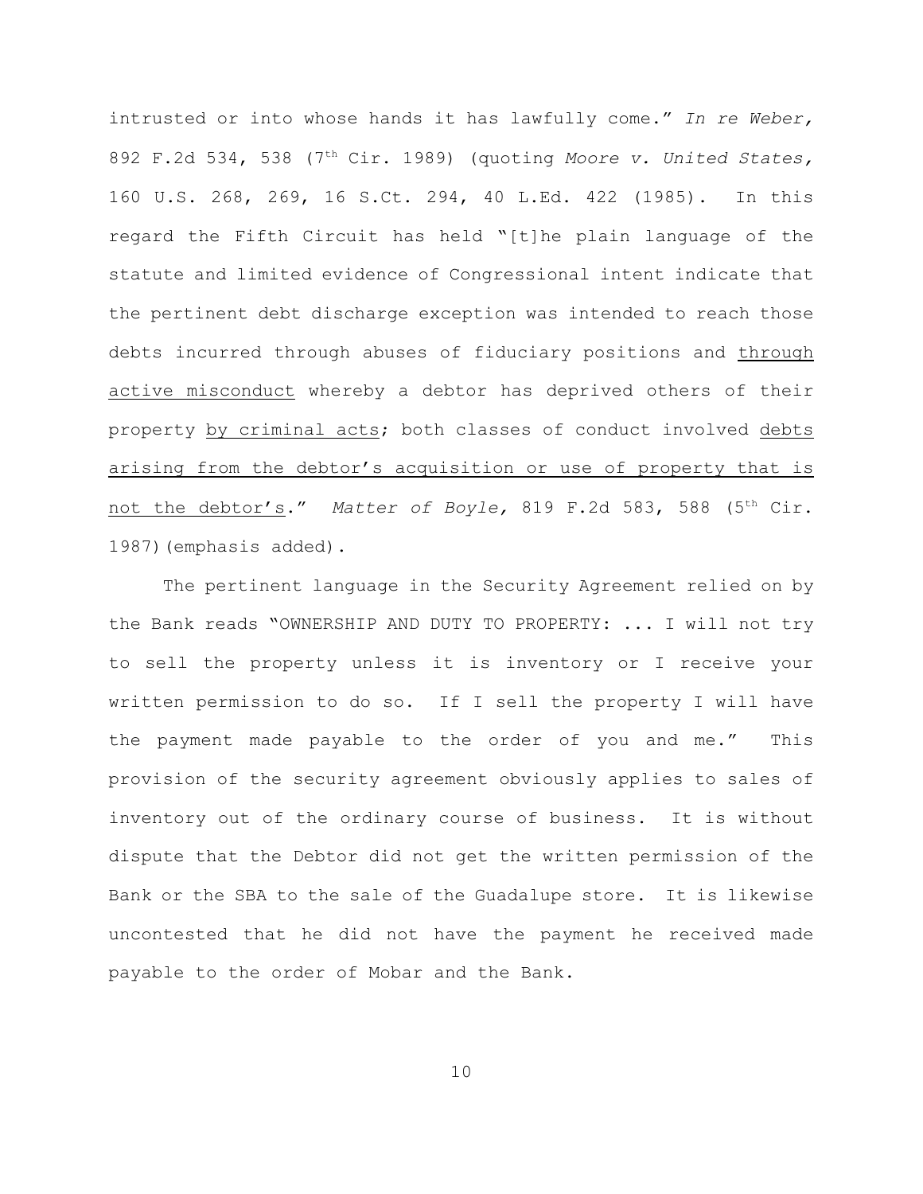intrusted or into whose hands it has lawfully come." *In re Weber,* 892 F.2d 534, 538 (7th Cir. 1989) (quoting *Moore v. United States,* 160 U.S. 268, 269, 16 S.Ct. 294, 40 L.Ed. 422 (1985). In this regard the Fifth Circuit has held "[t]he plain language of the statute and limited evidence of Congressional intent indicate that the pertinent debt discharge exception was intended to reach those debts incurred through abuses of fiduciary positions and <u>through active misconduct</u> whereby a debtor has deprived others of their property <u>by criminal acts</u>; both classes of conduct involved <u>debts arising from the debtor's acquisition or use of property that is not the debtor's</u>." *Matter of Boyle,* 819 F.2d 583, 588 (5th Cir. 1987)(emphasis added).

The pertinent language in the Security Agreement relied on by the Bank reads "OWNERSHIP AND DUTY TO PROPERTY: ... I will not try to sell the property unless it is inventory or I receive your written permission to do so. If I sell the property I will have the payment made payable to the order of you and me." This provision of the security agreement obviously applies to sales of inventory out of the ordinary course of business. It is without dispute that the Debtor did not get the written permission of the Bank or the SBA to the sale of the Guadalupe store. It is likewise uncontested that he did not have the payment he received made payable to the order of Mobar and the Bank.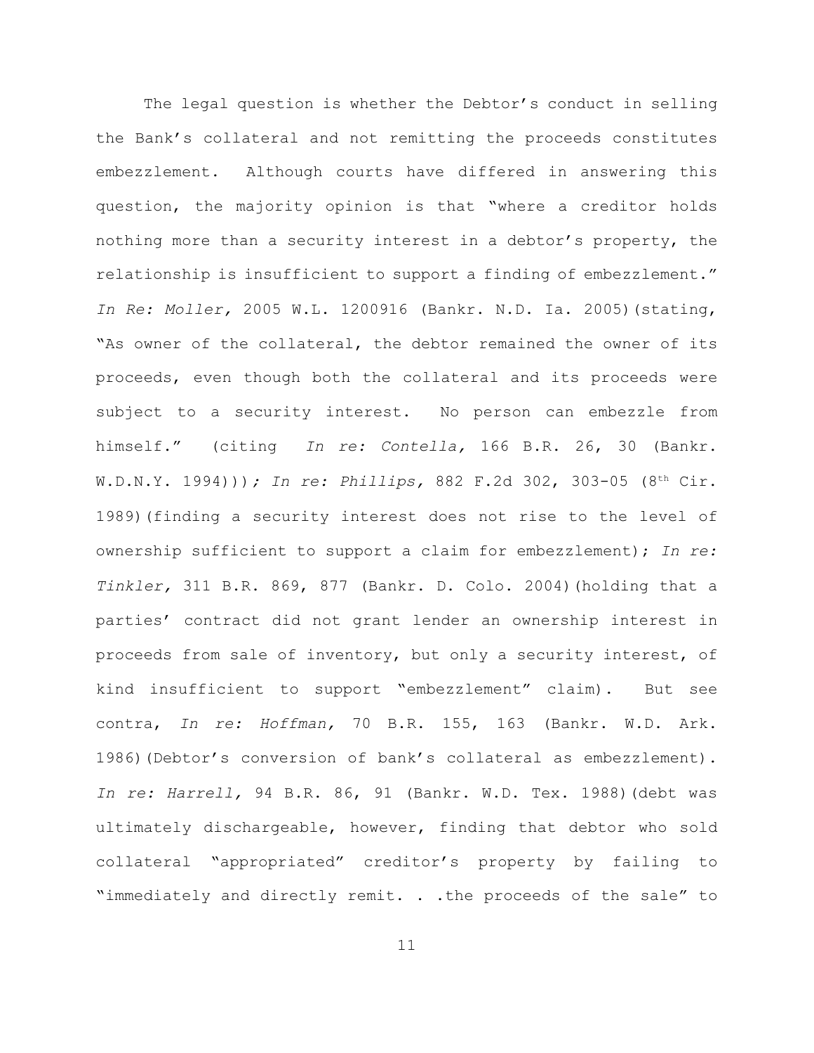The legal question is whether the Debtor's conduct in selling the Bank's collateral and not remitting the proceeds constitutes embezzlement. Although courts have differed in answering this question, the majority opinion is that "where a creditor holds nothing more than a security interest in a debtor's property, the relationship is insufficient to support a finding of embezzlement." *In Re: Moller,* 2005 W.L. 1200916 (Bankr. N.D. Ia. 2005)(stating, "As owner of the collateral, the debtor remained the owner of its proceeds, even though both the collateral and its proceeds were subject to a security interest. No person can embezzle from himself." (citing *In re: Contella,* 166 B.R. 26, 30 (Bankr. W.D.N.Y. 1994)))*; In re: Phillips,* 882 F.2d 302, 303-05 (8th Cir. 1989)(finding a security interest does not rise to the level of ownership sufficient to support a claim for embezzlement); *In re: Tinkler,* 311 B.R. 869, 877 (Bankr. D. Colo. 2004)(holding that a parties' contract did not grant lender an ownership interest in proceeds from sale of inventory, but only a security interest, of kind insufficient to support "embezzlement" claim). But see contra, *In re: Hoffman,* 70 B.R. 155, 163 (Bankr. W.D. Ark. 1986)(Debtor's conversion of bank's collateral as embezzlement). *In re: Harrell,* 94 B.R. 86, 91 (Bankr. W.D. Tex. 1988)(debt was ultimately dischargeable, however, finding that debtor who sold collateral "appropriated" creditor's property by failing to "immediately and directly remit. . .the proceeds of the sale" to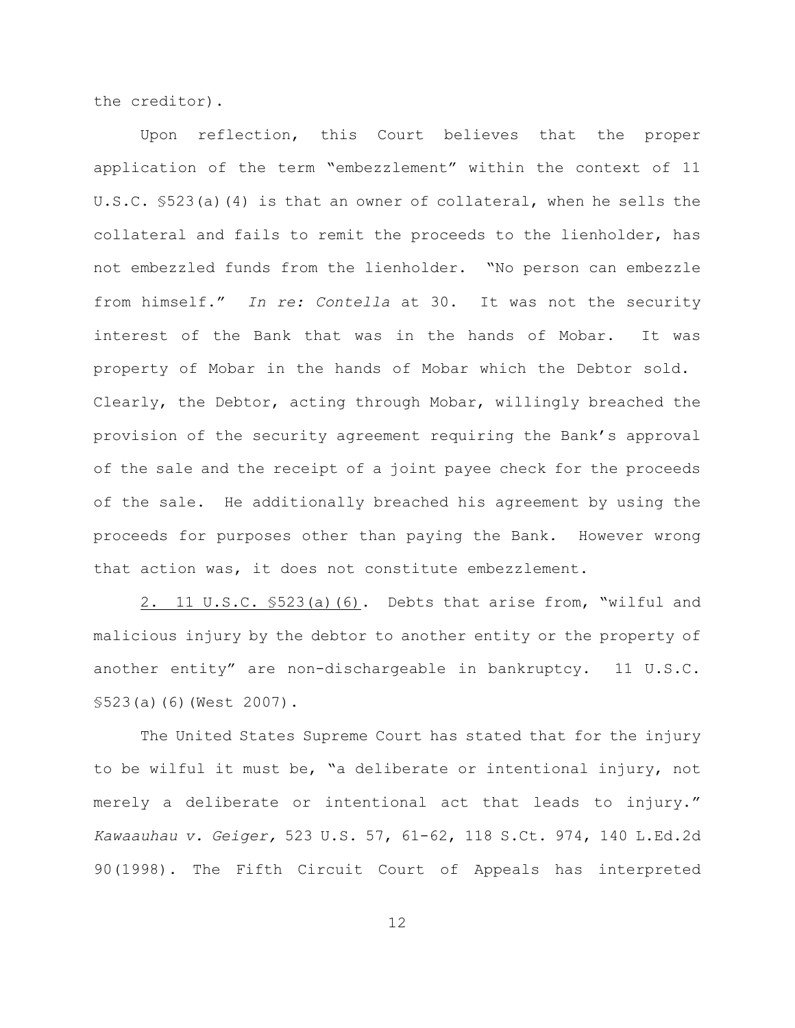the creditor).

Upon reflection, this Court believes that the proper application of the term "embezzlement" within the context of 11 U.S.C. §523(a)(4) is that an owner of collateral, when he sells the collateral and fails to remit the proceeds to the lienholder, has not embezzled funds from the lienholder. "No person can embezzle from himself." *In re: Contella* at 30. It was not the security interest of the Bank that was in the hands of Mobar. It was property of Mobar in the hands of Mobar which the Debtor sold. Clearly, the Debtor, acting through Mobar, willingly breached the provision of the security agreement requiring the Bank's approval of the sale and the receipt of a joint payee check for the proceeds of the sale. He additionally breached his agreement by using the proceeds for purposes other than paying the Bank. However wrong that action was, it does not constitute embezzlement.

<u>2. 11 U.S.C. §523(a)(6)</u>. Debts that arise from, "wilful and malicious injury by the debtor to another entity or the property of another entity" are non-dischargeable in bankruptcy. 11 U.S.C. §523(a)(6)(West 2007).

The United States Supreme Court has stated that for the injury to be wilful it must be, "a deliberate or intentional injury, not merely a deliberate or intentional act that leads to injury." *Kawaauhau v. Geiger,* 523 U.S. 57, 61-62, 118 S.Ct. 974, 140 L.Ed.2d 90(1998). The Fifth Circuit Court of Appeals has interpreted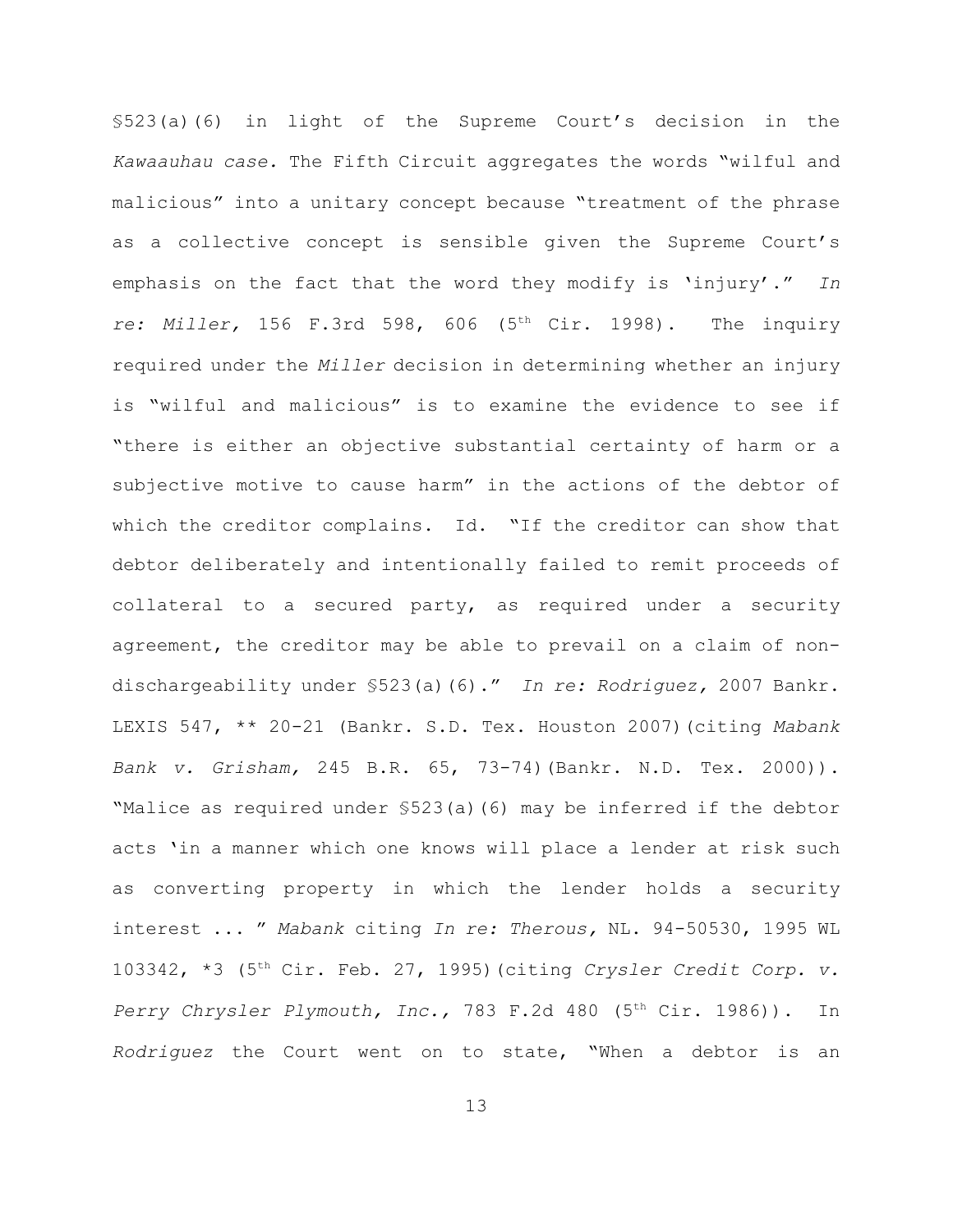§523(a)(6) in light of the Supreme Court's decision in the *Kawaauhau case.* The Fifth Circuit aggregates the words "wilful and malicious" into a unitary concept because "treatment of the phrase as a collective concept is sensible given the Supreme Court's emphasis on the fact that the word they modify is 'injury'." *In re: Miller,* 156 F.3rd 598, 606 (5th Cir. 1998). The inquiry required under the *Miller* decision in determining whether an injury is "wilful and malicious" is to examine the evidence to see if "there is either an objective substantial certainty of harm or a subjective motive to cause harm" in the actions of the debtor of which the creditor complains. Id. "If the creditor can show that debtor deliberately and intentionally failed to remit proceeds of collateral to a secured party, as required under a security agreement, the creditor may be able to prevail on a claim of non-dischargeability under §523(a)(6)." *In re: Rodriguez,* 2007 Bankr. LEXIS 547, ** 20-21 (Bankr. S.D. Tex. Houston 2007)(citing *Mabank Bank v. Grisham,* 245 B.R. 65, 73-74)(Bankr. N.D. Tex. 2000)). "Malice as required under §523(a)(6) may be inferred if the debtor acts 'in a manner which one knows will place a lender at risk such as converting property in which the lender holds a security interest ... " *Mabank* citing *In re: Therous,* NL. 94-50530, 1995 WL 103342, *3 (5th Cir. Feb. 27, 1995)(citing *Crysler Credit Corp. v. Perry Chrysler Plymouth, Inc.,* 783 F.2d 480 (5th Cir. 1986)). In *Rodriguez* the Court went on to state, "When a debtor is an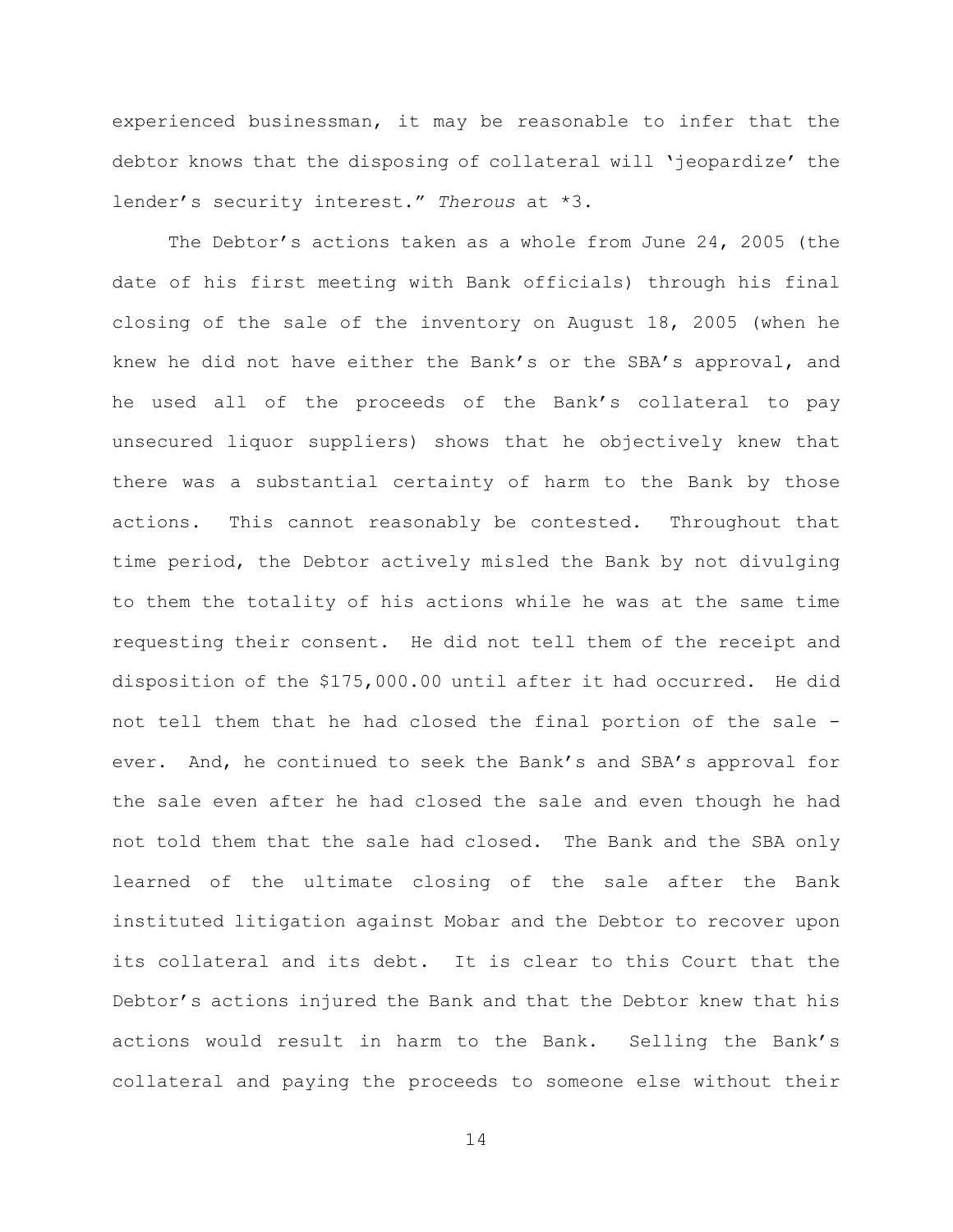experienced businessman, it may be reasonable to infer that the debtor knows that the disposing of collateral will 'jeopardize' the lender's security interest." *Therous* at *3.

The Debtor's actions taken as a whole from June 24, 2005 (the date of his first meeting with Bank officials) through his final closing of the sale of the inventory on August 18, 2005 (when he knew he did not have either the Bank's or the SBA's approval, and he used all of the proceeds of the Bank's collateral to pay unsecured liquor suppliers) shows that he objectively knew that there was a substantial certainty of harm to the Bank by those actions. This cannot reasonably be contested. Throughout that time period, the Debtor actively misled the Bank by not divulging to them the totality of his actions while he was at the same time requesting their consent. He did not tell them of the receipt and disposition of the $175,000.00 until after it had occurred. He did not tell them that he had closed the final portion of the sale - ever. And, he continued to seek the Bank's and SBA's approval for the sale even after he had closed the sale and even though he had not told them that the sale had closed. The Bank and the SBA only learned of the ultimate closing of the sale after the Bank instituted litigation against Mobar and the Debtor to recover upon its collateral and its debt. It is clear to this Court that the Debtor's actions injured the Bank and that the Debtor knew that his actions would result in harm to the Bank. Selling the Bank's collateral and paying the proceeds to someone else without their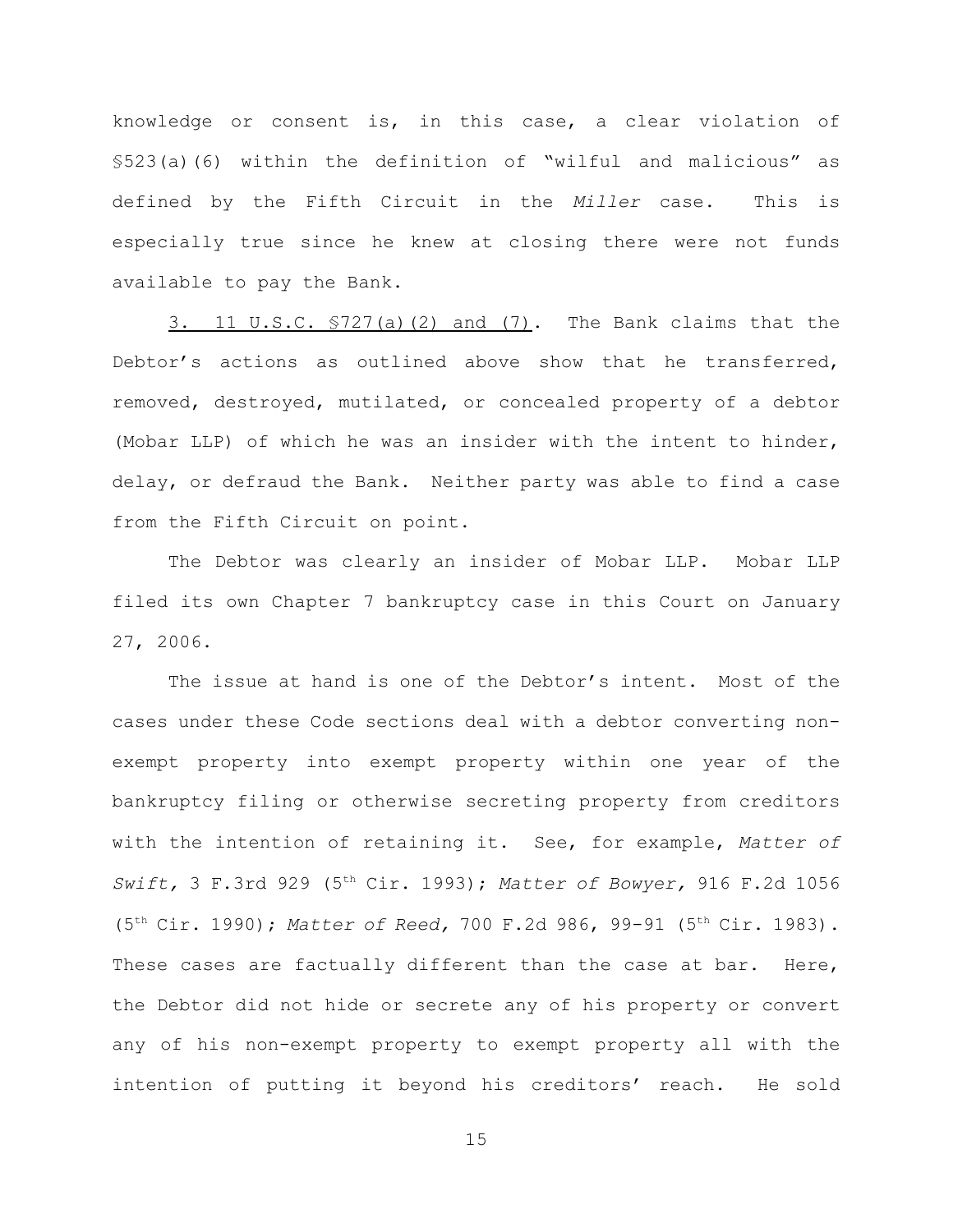knowledge or consent is, in this case, a clear violation of §523(a)(6) within the definition of "wilful and malicious" as defined by the Fifth Circuit in the *Miller* case. This is especially true since he knew at closing there were not funds available to pay the Bank.

3. 11 U.S.C. §727(a)(2) and (7). The Bank claims that the Debtor's actions as outlined above show that he transferred, removed, destroyed, mutilated, or concealed property of a debtor (Mobar LLP) of which he was an insider with the intent to hinder, delay, or defraud the Bank. Neither party was able to find a case from the Fifth Circuit on point.

The Debtor was clearly an insider of Mobar LLP. Mobar LLP filed its own Chapter 7 bankruptcy case in this Court on January 27, 2006.

The issue at hand is one of the Debtor's intent. Most of the cases under these Code sections deal with a debtor converting non-exempt property into exempt property within one year of the bankruptcy filing or otherwise secreting property from creditors with the intention of retaining it. See, for example, *Matter of Swift,* 3 F.3rd 929 (5th Cir. 1993); *Matter of Bowyer,* 916 F.2d 1056 (5th Cir. 1990); *Matter of Reed,* 700 F.2d 986, 99-91 (5th Cir. 1983). These cases are factually different than the case at bar. Here, the Debtor did not hide or secrete any of his property or convert any of his non-exempt property to exempt property all with the intention of putting it beyond his creditors' reach. He sold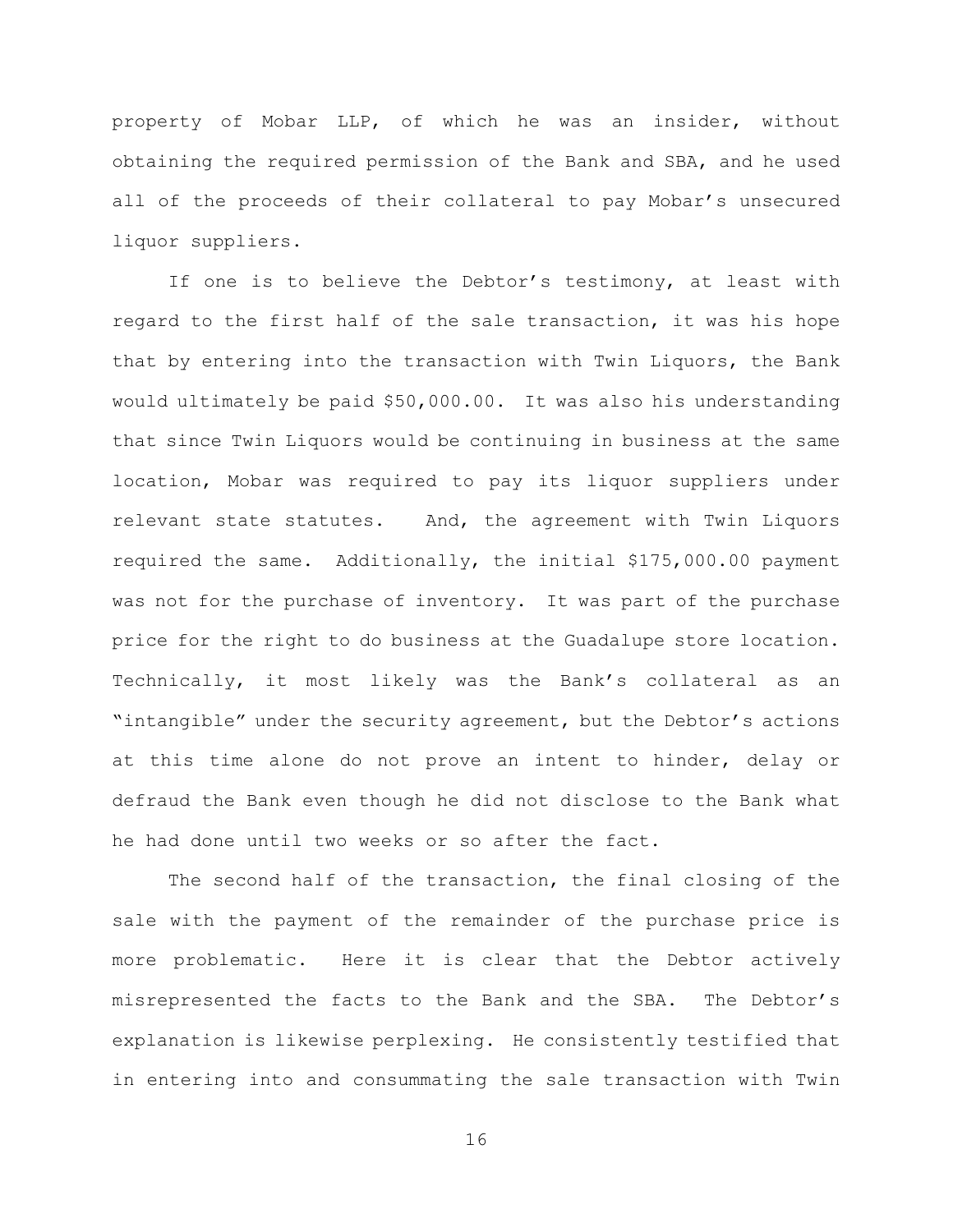property of Mobar LLP, of which he was an insider, without obtaining the required permission of the Bank and SBA, and he used all of the proceeds of their collateral to pay Mobar's unsecured liquor suppliers.

If one is to believe the Debtor's testimony, at least with regard to the first half of the sale transaction, it was his hope that by entering into the transaction with Twin Liquors, the Bank would ultimately be paid $50,000.00. It was also his understanding that since Twin Liquors would be continuing in business at the same location, Mobar was required to pay its liquor suppliers under relevant state statutes. And, the agreement with Twin Liquors required the same. Additionally, the initial $175,000.00 payment was not for the purchase of inventory. It was part of the purchase price for the right to do business at the Guadalupe store location. Technically, it most likely was the Bank's collateral as an "intangible" under the security agreement, but the Debtor's actions at this time alone do not prove an intent to hinder, delay or defraud the Bank even though he did not disclose to the Bank what he had done until two weeks or so after the fact.

The second half of the transaction, the final closing of the sale with the payment of the remainder of the purchase price is more problematic. Here it is clear that the Debtor actively misrepresented the facts to the Bank and the SBA. The Debtor's explanation is likewise perplexing. He consistently testified that in entering into and consummating the sale transaction with Twin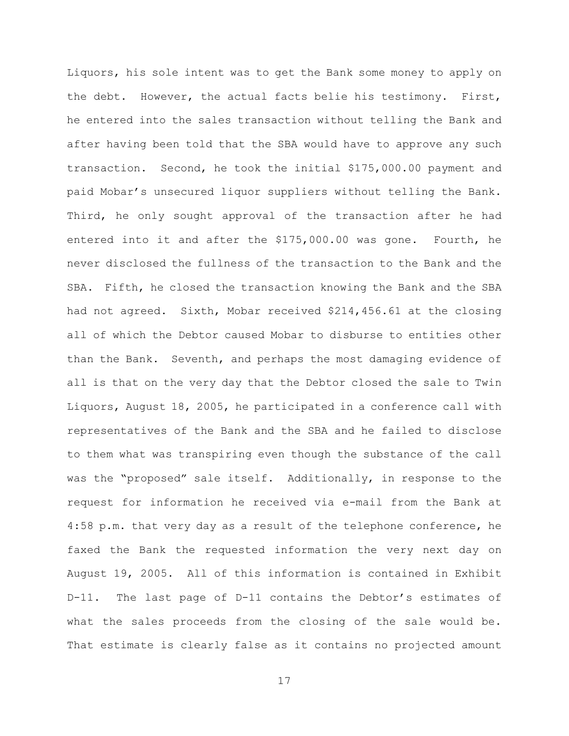Liquors, his sole intent was to get the Bank some money to apply on the debt. However, the actual facts belie his testimony. First, he entered into the sales transaction without telling the Bank and after having been told that the SBA would have to approve any such transaction. Second, he took the initial $175,000.00 payment and paid Mobar's unsecured liquor suppliers without telling the Bank. Third, he only sought approval of the transaction after he had entered into it and after the $175,000.00 was gone. Fourth, he never disclosed the fullness of the transaction to the Bank and the SBA. Fifth, he closed the transaction knowing the Bank and the SBA had not agreed. Sixth, Mobar received $214,456.61 at the closing all of which the Debtor caused Mobar to disburse to entities other than the Bank. Seventh, and perhaps the most damaging evidence of all is that on the very day that the Debtor closed the sale to Twin Liquors, August 18, 2005, he participated in a conference call with representatives of the Bank and the SBA and he failed to disclose to them what was transpiring even though the substance of the call was the "proposed" sale itself. Additionally, in response to the request for information he received via e-mail from the Bank at 4:58 p.m. that very day as a result of the telephone conference, he faxed the Bank the requested information the very next day on August 19, 2005. All of this information is contained in Exhibit D-11. The last page of D-11 contains the Debtor's estimates of what the sales proceeds from the closing of the sale would be. That estimate is clearly false as it contains no projected amount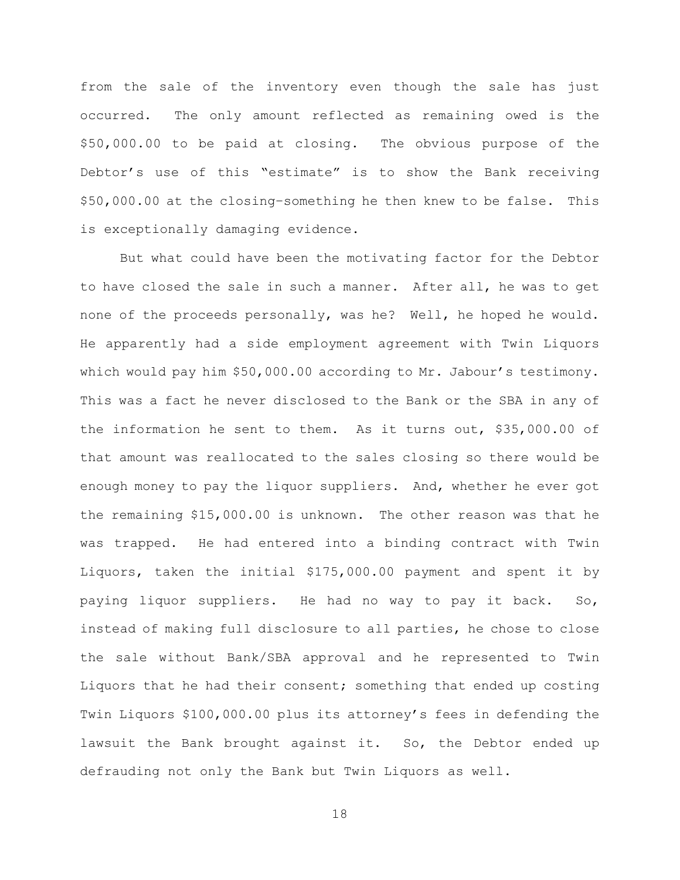from the sale of the inventory even though the sale has just occurred. The only amount reflected as remaining owed is the $50,000.00 to be paid at closing. The obvious purpose of the Debtor's use of this "estimate" is to show the Bank receiving $50,000.00 at the closing–something he then knew to be false. This is exceptionally damaging evidence.

But what could have been the motivating factor for the Debtor to have closed the sale in such a manner. After all, he was to get none of the proceeds personally, was he? Well, he hoped he would. He apparently had a side employment agreement with Twin Liquors which would pay him $50,000.00 according to Mr. Jabour's testimony. This was a fact he never disclosed to the Bank or the SBA in any of the information he sent to them. As it turns out, $35,000.00 of that amount was reallocated to the sales closing so there would be enough money to pay the liquor suppliers. And, whether he ever got the remaining $15,000.00 is unknown. The other reason was that he was trapped. He had entered into a binding contract with Twin Liquors, taken the initial $175,000.00 payment and spent it by paying liquor suppliers. He had no way to pay it back. So, instead of making full disclosure to all parties, he chose to close the sale without Bank/SBA approval and he represented to Twin Liquors that he had their consent; something that ended up costing Twin Liquors $100,000.00 plus its attorney's fees in defending the lawsuit the Bank brought against it. So, the Debtor ended up defrauding not only the Bank but Twin Liquors as well.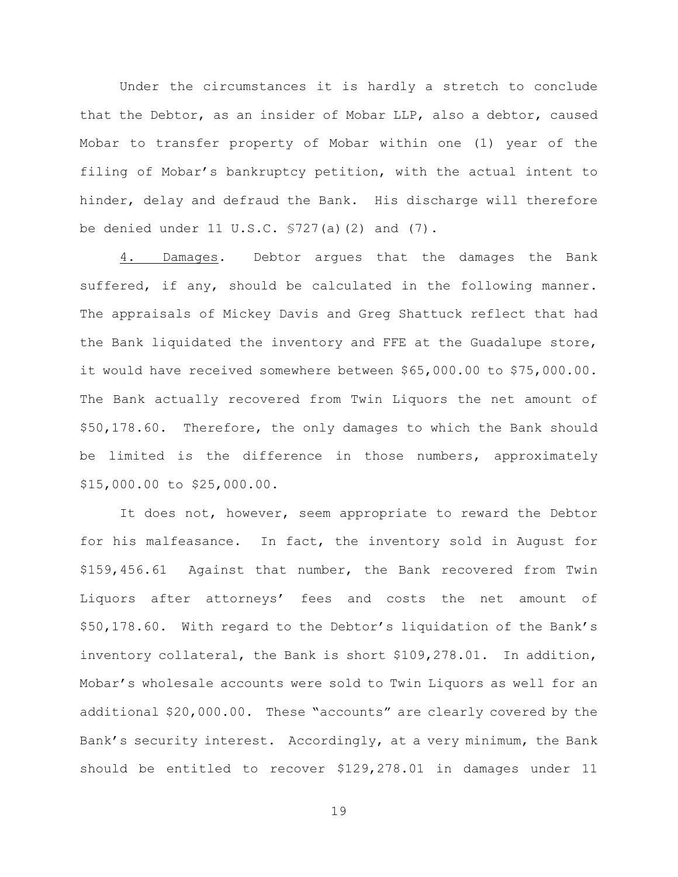Under the circumstances it is hardly a stretch to conclude that the Debtor, as an insider of Mobar LLP, also a debtor, caused Mobar to transfer property of Mobar within one (1) year of the filing of Mobar's bankruptcy petition, with the actual intent to hinder, delay and defraud the Bank. His discharge will therefore be denied under 11 U.S.C. §727(a)(2) and (7).

<u>4. Damages</u>. Debtor argues that the damages the Bank suffered, if any, should be calculated in the following manner. The appraisals of Mickey Davis and Greg Shattuck reflect that had the Bank liquidated the inventory and FFE at the Guadalupe store, it would have received somewhere between $65,000.00 to $75,000.00. The Bank actually recovered from Twin Liquors the net amount of $50,178.60. Therefore, the only damages to which the Bank should be limited is the difference in those numbers, approximately $15,000.00 to $25,000.00.

It does not, however, seem appropriate to reward the Debtor for his malfeasance. In fact, the inventory sold in August for $159,456.61 Against that number, the Bank recovered from Twin Liquors after attorneys' fees and costs the net amount of $50,178.60. With regard to the Debtor's liquidation of the Bank's inventory collateral, the Bank is short $109,278.01. In addition, Mobar's wholesale accounts were sold to Twin Liquors as well for an additional $20,000.00. These "accounts" are clearly covered by the Bank's security interest. Accordingly, at a very minimum, the Bank should be entitled to recover $129,278.01 in damages under 11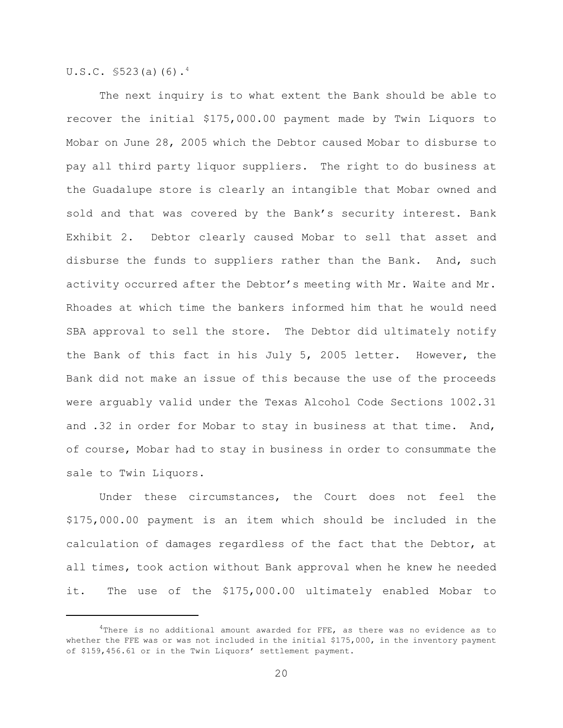U.S.C. §523(a)(6).[4]

The next inquiry is to what extent the Bank should be able to recover the initial $175,000.00 payment made by Twin Liquors to Mobar on June 28, 2005 which the Debtor caused Mobar to disburse to pay all third party liquor suppliers. The right to do business at the Guadalupe store is clearly an intangible that Mobar owned and sold and that was covered by the Bank's security interest. Bank Exhibit 2. Debtor clearly caused Mobar to sell that asset and disburse the funds to suppliers rather than the Bank. And, such activity occurred after the Debtor's meeting with Mr. Waite and Mr. Rhoades at which time the bankers informed him that he would need SBA approval to sell the store. The Debtor did ultimately notify the Bank of this fact in his July 5, 2005 letter. However, the Bank did not make an issue of this because the use of the proceeds were arguably valid under the Texas Alcohol Code Sections 1002.31 and .32 in order for Mobar to stay in business at that time. And, of course, Mobar had to stay in business in order to consummate the sale to Twin Liquors.

Under these circumstances, the Court does not feel the $175,000.00 payment is an item which should be included in the calculation of damages regardless of the fact that the Debtor, at all times, took action without Bank approval when he knew he needed it. The use of the $175,000.00 ultimately enabled Mobar to

[4] There is no additional amount awarded for FFE, as there was no evidence as to whether the FFE was or was not included in the initial $175,000, in the inventory payment of $159,456.61 or in the Twin Liquors' settlement payment.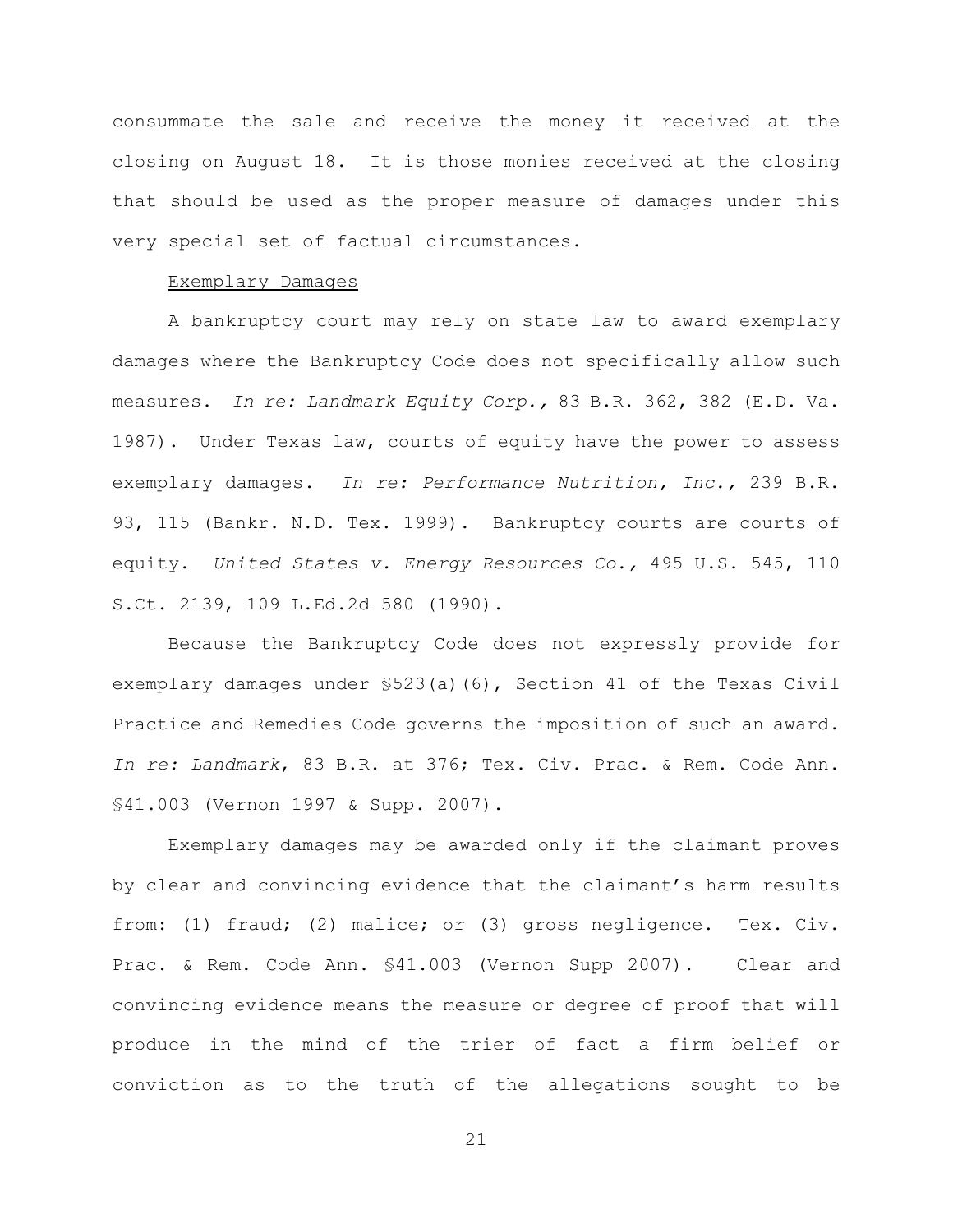consummate the sale and receive the money it received at the closing on August 18. It is those monies received at the closing that should be used as the proper measure of damages under this very special set of factual circumstances.

<u>Exemplary Damages</u>

A bankruptcy court may rely on state law to award exemplary damages where the Bankruptcy Code does not specifically allow such measures. *In re: Landmark Equity Corp.,* 83 B.R. 362, 382 (E.D. Va. 1987). Under Texas law, courts of equity have the power to assess exemplary damages. *In re: Performance Nutrition, Inc.,* 239 B.R. 93, 115 (Bankr. N.D. Tex. 1999). Bankruptcy courts are courts of equity. *United States v. Energy Resources Co.,* 495 U.S. 545, 110 S.Ct. 2139, 109 L.Ed.2d 580 (1990).

Because the Bankruptcy Code does not expressly provide for exemplary damages under §523(a)(6), Section 41 of the Texas Civil Practice and Remedies Code governs the imposition of such an award. *In re: Landmark*, 83 B.R. at 376; Tex. Civ. Prac. & Rem. Code Ann. §41.003 (Vernon 1997 & Supp. 2007).

Exemplary damages may be awarded only if the claimant proves by clear and convincing evidence that the claimant's harm results from: (1) fraud; (2) malice; or (3) gross negligence. Tex. Civ. Prac. & Rem. Code Ann. §41.003 (Vernon Supp 2007). Clear and convincing evidence means the measure or degree of proof that will produce in the mind of the trier of fact a firm belief or conviction as to the truth of the allegations sought to be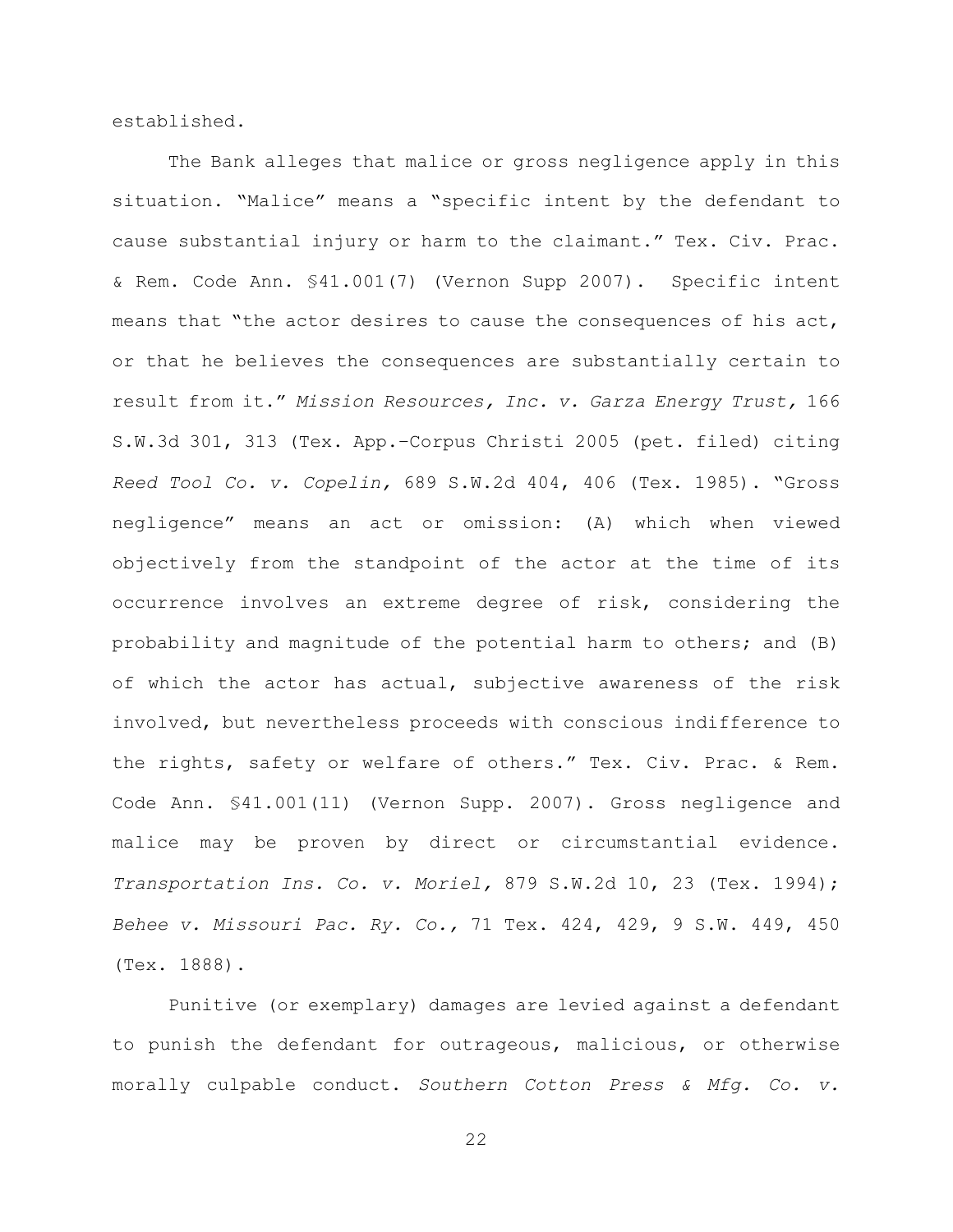established.

The Bank alleges that malice or gross negligence apply in this situation. "Malice" means a "specific intent by the defendant to cause substantial injury or harm to the claimant." Tex. Civ. Prac. & Rem. Code Ann. §41.001(7) (Vernon Supp 2007). Specific intent means that "the actor desires to cause the consequences of his act, or that he believes the consequences are substantially certain to result from it." *Mission Resources, Inc. v. Garza Energy Trust,* 166 S.W.3d 301, 313 (Tex. App.–Corpus Christi 2005 (pet. filed) citing *Reed Tool Co. v. Copelin,* 689 S.W.2d 404, 406 (Tex. 1985). "Gross negligence" means an act or omission: (A) which when viewed objectively from the standpoint of the actor at the time of its occurrence involves an extreme degree of risk, considering the probability and magnitude of the potential harm to others; and (B) of which the actor has actual, subjective awareness of the risk involved, but nevertheless proceeds with conscious indifference to the rights, safety or welfare of others." Tex. Civ. Prac. & Rem. Code Ann. §41.001(11) (Vernon Supp. 2007). Gross negligence and malice may be proven by direct or circumstantial evidence. *Transportation Ins. Co. v. Moriel,* 879 S.W.2d 10, 23 (Tex. 1994); *Behee v. Missouri Pac. Ry. Co.,* 71 Tex. 424, 429, 9 S.W. 449, 450 (Tex. 1888).

Punitive (or exemplary) damages are levied against a defendant to punish the defendant for outrageous, malicious, or otherwise morally culpable conduct. *Southern Cotton Press & Mfg. Co. v.*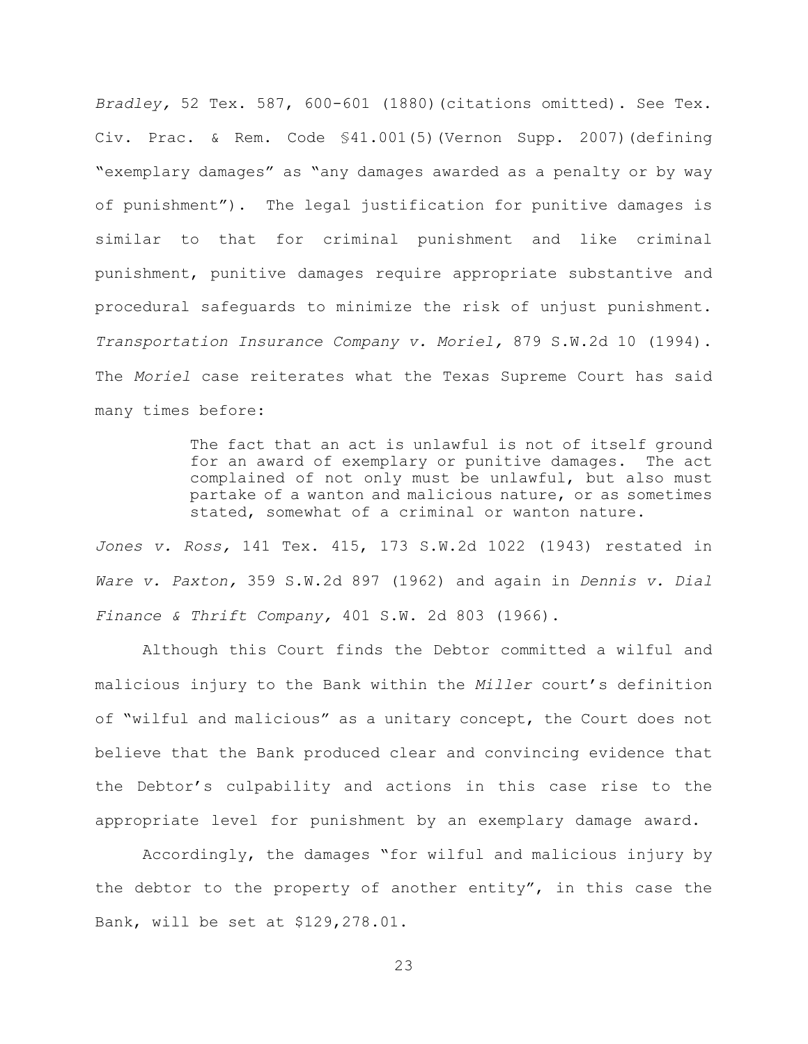*Bradley,* 52 Tex. 587, 600-601 (1880)(citations omitted). See Tex. Civ. Prac. & Rem. Code §41.001(5)(Vernon Supp. 2007)(defining "exemplary damages" as "any damages awarded as a penalty or by way of punishment"). The legal justification for punitive damages is similar to that for criminal punishment and like criminal punishment, punitive damages require appropriate substantive and procedural safeguards to minimize the risk of unjust punishment. *Transportation Insurance Company v. Moriel,* 879 S.W.2d 10 (1994). The *Moriel* case reiterates what the Texas Supreme Court has said many times before:

> The fact that an act is unlawful is not of itself ground for an award of exemplary or punitive damages. The act complained of not only must be unlawful, but also must partake of a wanton and malicious nature, or as sometimes stated, somewhat of a criminal or wanton nature.

*Jones v. Ross,* 141 Tex. 415, 173 S.W.2d 1022 (1943) restated in *Ware v. Paxton,* 359 S.W.2d 897 (1962) and again in *Dennis v. Dial Finance & Thrift Company,* 401 S.W. 2d 803 (1966).

Although this Court finds the Debtor committed a wilful and malicious injury to the Bank within the *Miller* court's definition of "wilful and malicious" as a unitary concept, the Court does not believe that the Bank produced clear and convincing evidence that the Debtor's culpability and actions in this case rise to the appropriate level for punishment by an exemplary damage award.

Accordingly, the damages "for wilful and malicious injury by the debtor to the property of another entity", in this case the Bank, will be set at $129,278.01.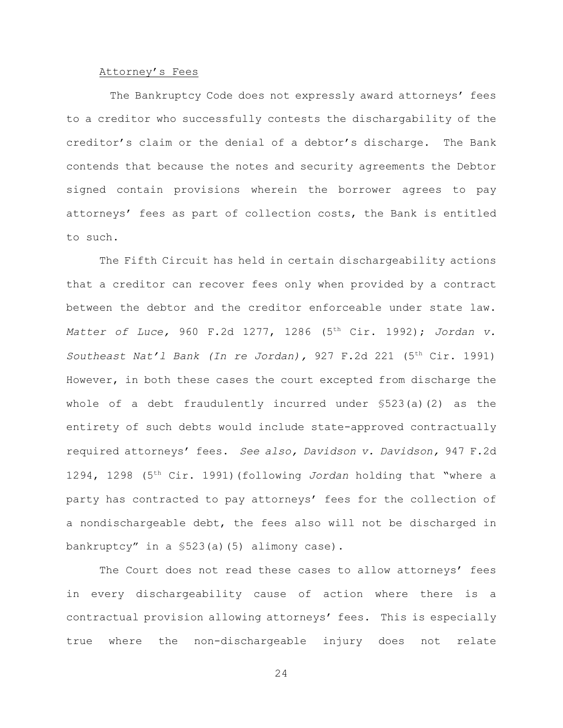Attorney's Fees

The Bankruptcy Code does not expressly award attorneys' fees to a creditor who successfully contests the dischargability of the creditor's claim or the denial of a debtor's discharge. The Bank contends that because the notes and security agreements the Debtor signed contain provisions wherein the borrower agrees to pay attorneys' fees as part of collection costs, the Bank is entitled to such.

The Fifth Circuit has held in certain dischargeability actions that a creditor can recover fees only when provided by a contract between the debtor and the creditor enforceable under state law. *Matter of Luce,* 960 F.2d 1277, 1286 (5th Cir. 1992); *Jordan v. Southeast Nat'l Bank (In re Jordan),* 927 F.2d 221 (5th Cir. 1991) However, in both these cases the court excepted from discharge the whole of a debt fraudulently incurred under §523(a)(2) as the entirety of such debts would include state-approved contractually required attorneys' fees. *See also, Davidson v. Davidson,* 947 F.2d 1294, 1298 (5th Cir. 1991)(following *Jordan* holding that "where a party has contracted to pay attorneys' fees for the collection of a nondischargeable debt, the fees also will not be discharged in bankruptcy" in a §523(a)(5) alimony case).

The Court does not read these cases to allow attorneys' fees in every dischargeability cause of action where there is a contractual provision allowing attorneys' fees. This is especially true where the non-dischargeable injury does not relate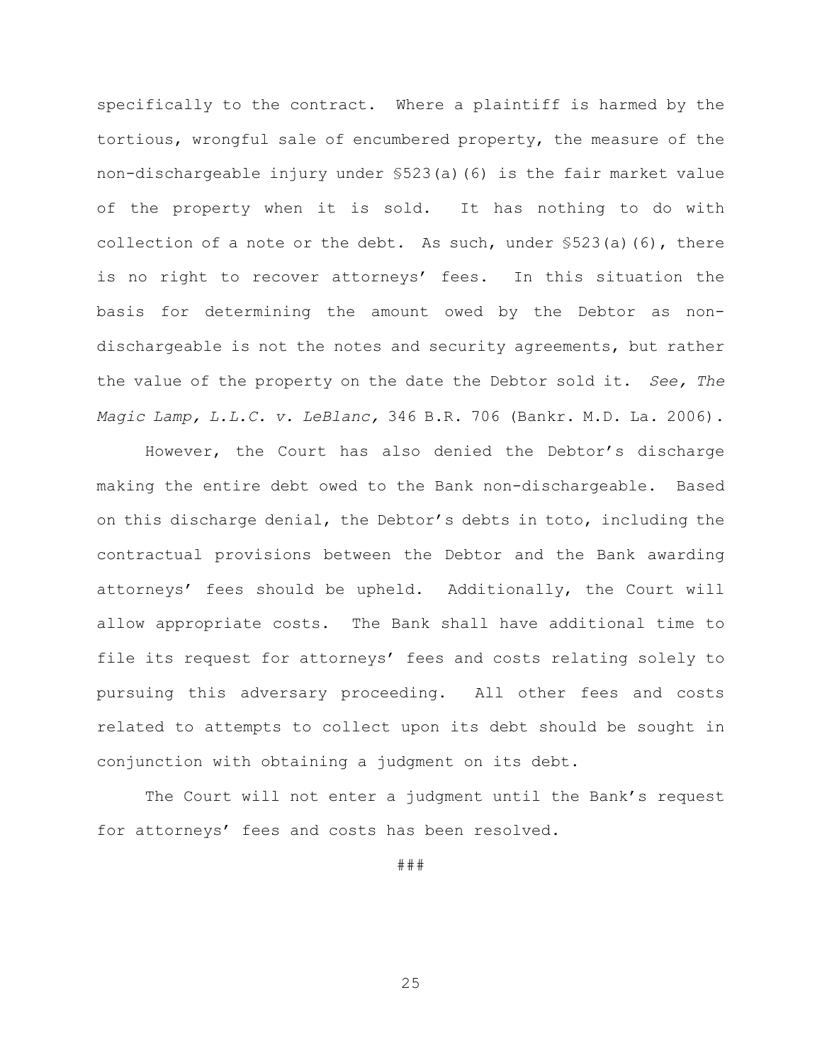specifically to the contract. Where a plaintiff is harmed by the tortious, wrongful sale of encumbered property, the measure of the non-dischargeable injury under §523(a)(6) is the fair market value of the property when it is sold. It has nothing to do with collection of a note or the debt. As such, under §523(a)(6), there is no right to recover attorneys' fees. In this situation the basis for determining the amount owed by the Debtor as non-dischargeable is not the notes and security agreements, but rather the value of the property on the date the Debtor sold it. *See, The Magic Lamp, L.L.C. v. LeBlanc,* 346 B.R. 706 (Bankr. M.D. La. 2006).

However, the Court has also denied the Debtor's discharge making the entire debt owed to the Bank non-dischargeable. Based on this discharge denial, the Debtor's debts in toto, including the contractual provisions between the Debtor and the Bank awarding attorneys' fees should be upheld. Additionally, the Court will allow appropriate costs. The Bank shall have additional time to file its request for attorneys' fees and costs relating solely to pursuing this adversary proceeding. All other fees and costs related to attempts to collect upon its debt should be sought in conjunction with obtaining a judgment on its debt.

The Court will not enter a judgment until the Bank's request for attorneys' fees and costs has been resolved.

###